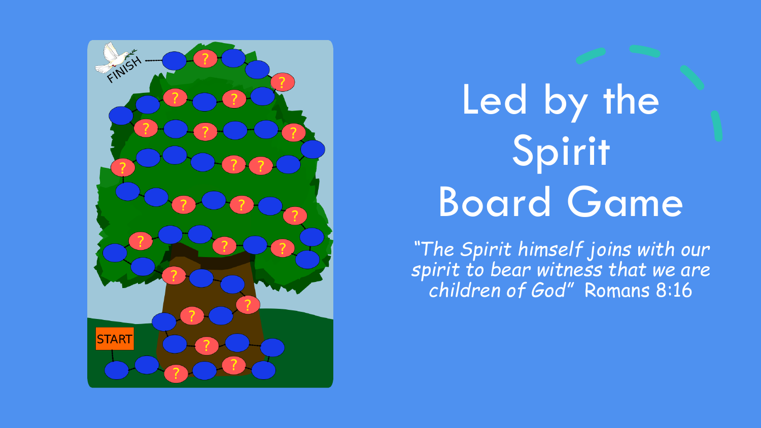# Led by the Spirit Board Game

*"The Spirit himself joins with our spirit to bear witness that we are children of God"* Romans 8:16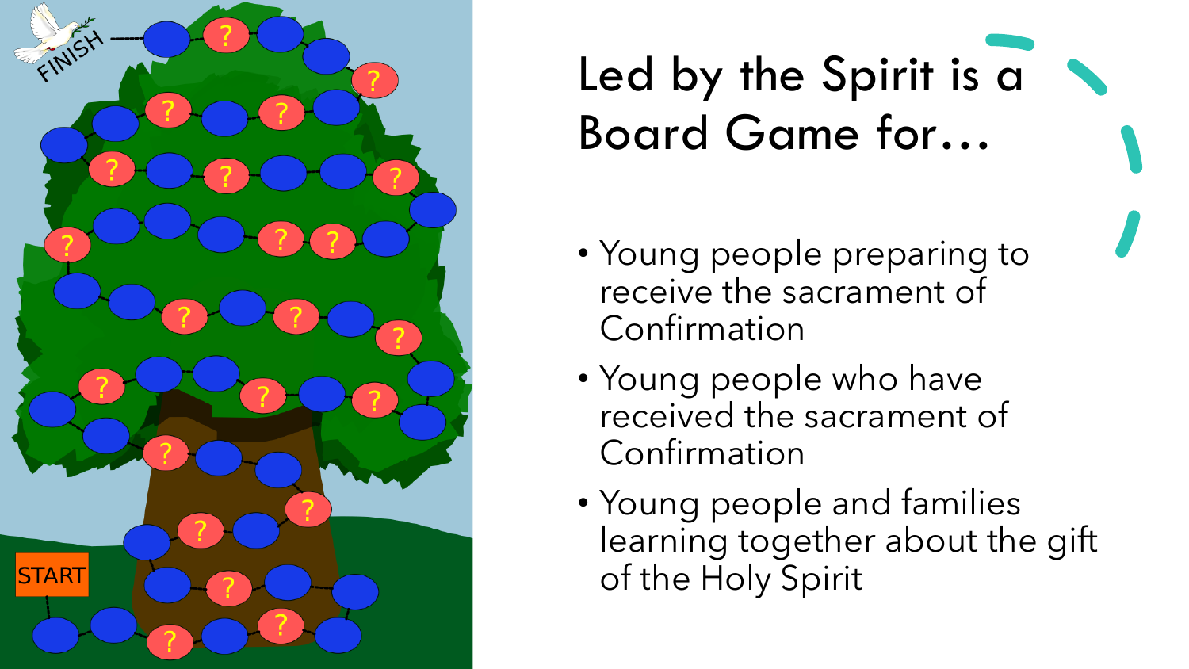# Led by the Spirit is a Board Game for…

- Young people preparing to receive the sacrament of Confirmation
- Young people who have received the sacrament of Confirmation
- Young people and families learning together about the gift of the Holy Spirit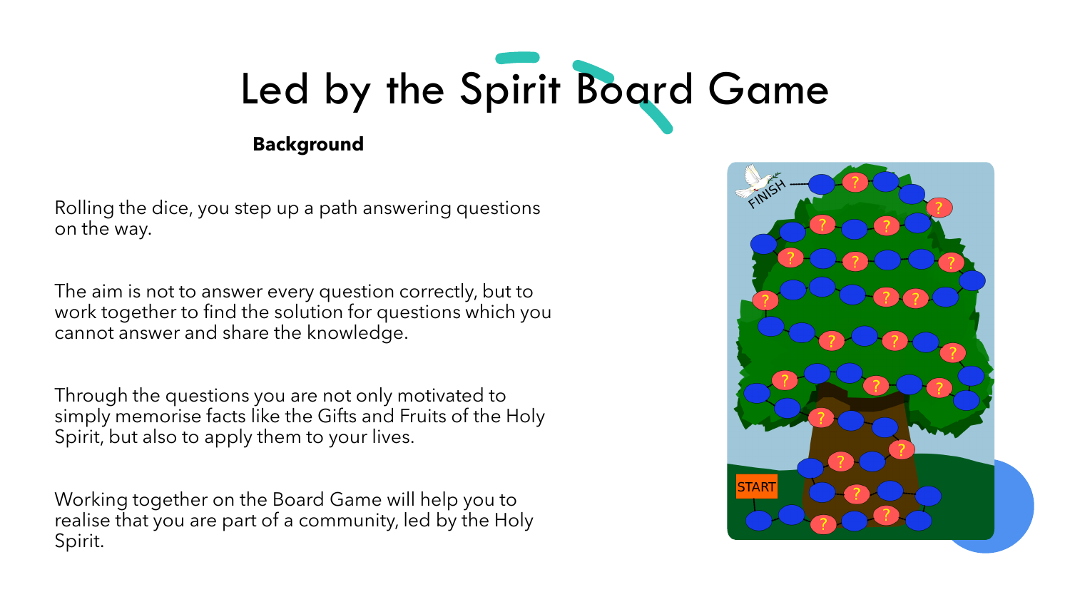# Led by the Spirit Board Game

**Background**

Rolling the dice, you step up a path answering questions on the way.

The aim is not to answer every question correctly, but to work together to find the solution for questions which you cannot answer and share the knowledge.

Through the questions you are not only motivated to simply memorise facts like the Gifts and Fruits of the Holy Spirit, but also to apply them to your lives.

Working together on the Board Game will help you to realise that you are part of a community, led by the Holy Spirit.

FINISH

START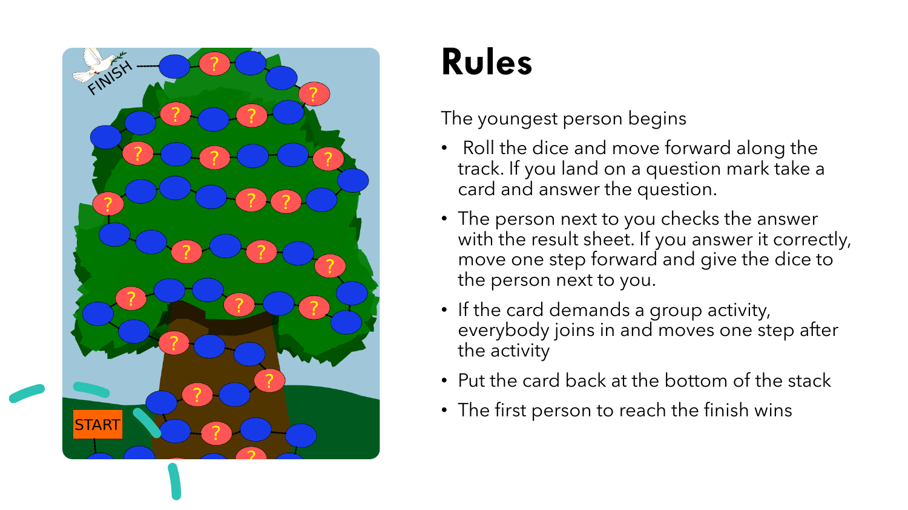# Rules

The youngest person begins

- Roll the dice and move forward along the track. If you land on a question mark take a card and answer the question.
- The person next to you checks the answer with the result sheet. If you answer it correctly, move one step forward and give the dice to the person next to you.
- If the card demands a group activity, everybody joins in and moves one step after the activity
- Put the card back at the bottom of the stack
- The first person to reach the finish wins